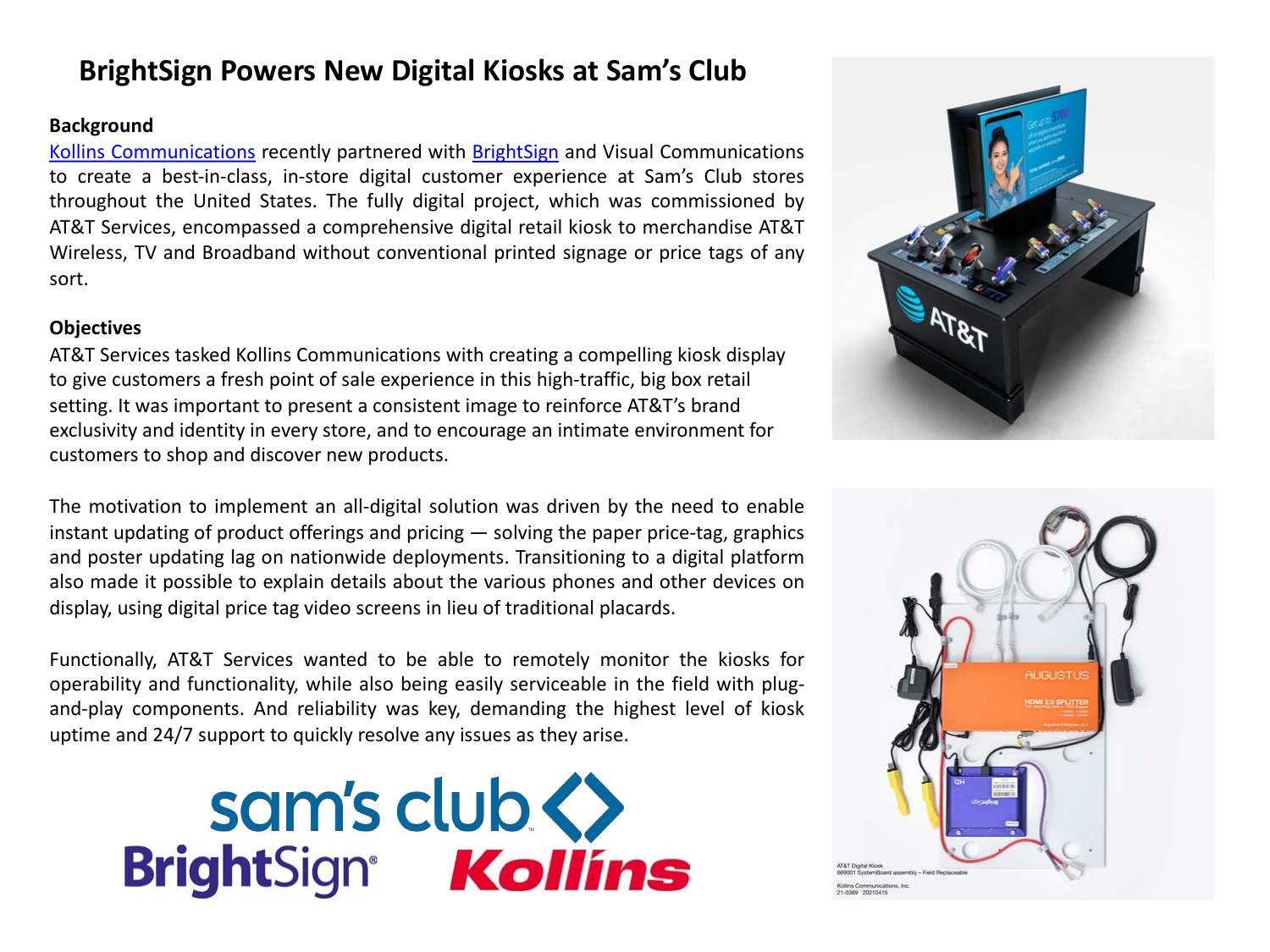# BrightSign Powers New Digital Kiosks at Sam's Club

### Background

Kollins Communications recently partnered with BrightSign and Visual Communications to create a best-in-class, in-store digital customer experience at Sam's Club stores throughout the United States. The fully digital project, which was commissioned by AT&T Services, encompassed a comprehensive digital retail kiosk to merchandise AT&T Wireless, TV and Broadband without conventional printed signage or price tags of any sort.

### Objectives

AT&T Services tasked Kollins Communications with creating a compelling kiosk display to give customers a fresh point of sale experience in this high-traffic, big box retail setting. It was important to present a consistent image to reinforce AT&T's brand exclusivity and identity in every store, and to encourage an intimate environment for customers to shop and discover new products.

The motivation to implement an all-digital solution was driven by the need to enable instant updating of product offerings and pricing — solving the paper price-tag, graphics and poster updating lag on nationwide deployments. Transitioning to a digital platform also made it possible to explain details about the various phones and other devices on display, using digital price tag video screens in lieu of traditional placards.

Functionally, AT&T Services wanted to be able to remotely monitor the kiosks for operability and functionality, while also being easily serviceable in the field with plug-and-play components. And reliability was key, demanding the highest level of kiosk uptime and 24/7 support to quickly resolve any issues as they arise.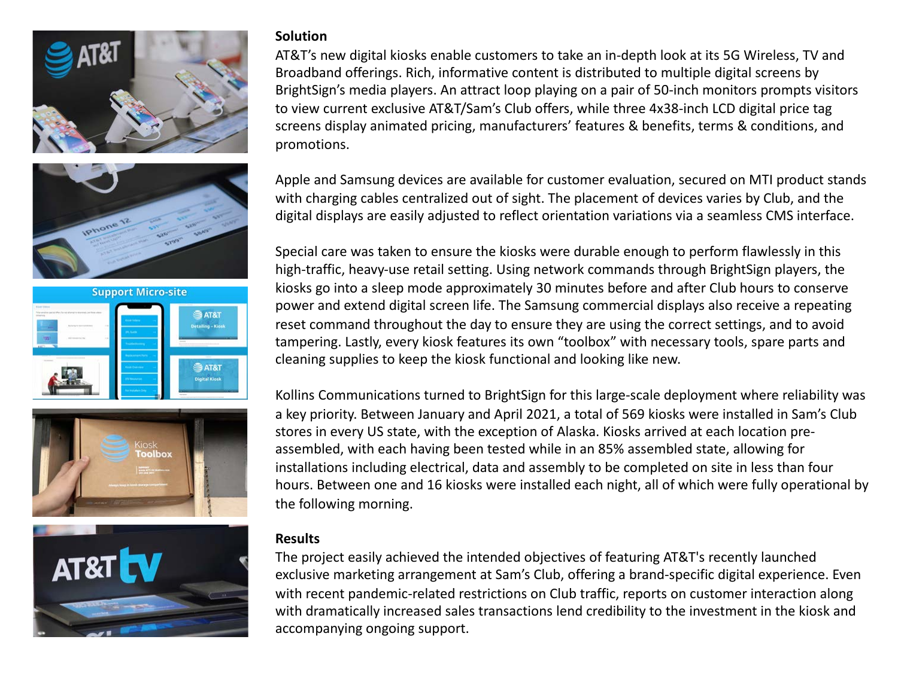## Solution

AT&T's new digital kiosks enable customers to take an in-depth look at its 5G Wireless, TV and Broadband offerings. Rich, informative content is distributed to multiple digital screens by BrightSign's media players. An attract loop playing on a pair of 50-inch monitors prompts visitors to view current exclusive AT&T/Sam's Club offers, while three 4x38-inch LCD digital price tag screens display animated pricing, manufacturers' features & benefits, terms & conditions, and promotions.

Apple and Samsung devices are available for customer evaluation, secured on MTI product stands with charging cables centralized out of sight. The placement of devices varies by Club, and the digital displays are easily adjusted to reflect orientation variations via a seamless CMS interface.

Special care was taken to ensure the kiosks were durable enough to perform flawlessly in this high-traffic, heavy-use retail setting. Using network commands through BrightSign players, the kiosks go into a sleep mode approximately 30 minutes before and after Club hours to conserve power and extend digital screen life. The Samsung commercial displays also receive a repeating reset command throughout the day to ensure they are using the correct settings, and to avoid tampering. Lastly, every kiosk features its own "toolbox" with necessary tools, spare parts and cleaning supplies to keep the kiosk functional and looking like new.

Kollins Communications turned to BrightSign for this large-scale deployment where reliability was a key priority. Between January and April 2021, a total of 569 kiosks were installed in Sam's Club stores in every US state, with the exception of Alaska. Kiosks arrived at each location pre-assembled, with each having been tested while in an 85% assembled state, allowing for installations including electrical, data and assembly to be completed on site in less than four hours. Between one and 16 kiosks were installed each night, all of which were fully operational by the following morning.

## Results

The project easily achieved the intended objectives of featuring AT&T's recently launched exclusive marketing arrangement at Sam's Club, offering a brand-specific digital experience. Even with recent pandemic-related restrictions on Club traffic, reports on customer interaction along with dramatically increased sales transactions lend credibility to the investment in the kiosk and accompanying ongoing support.